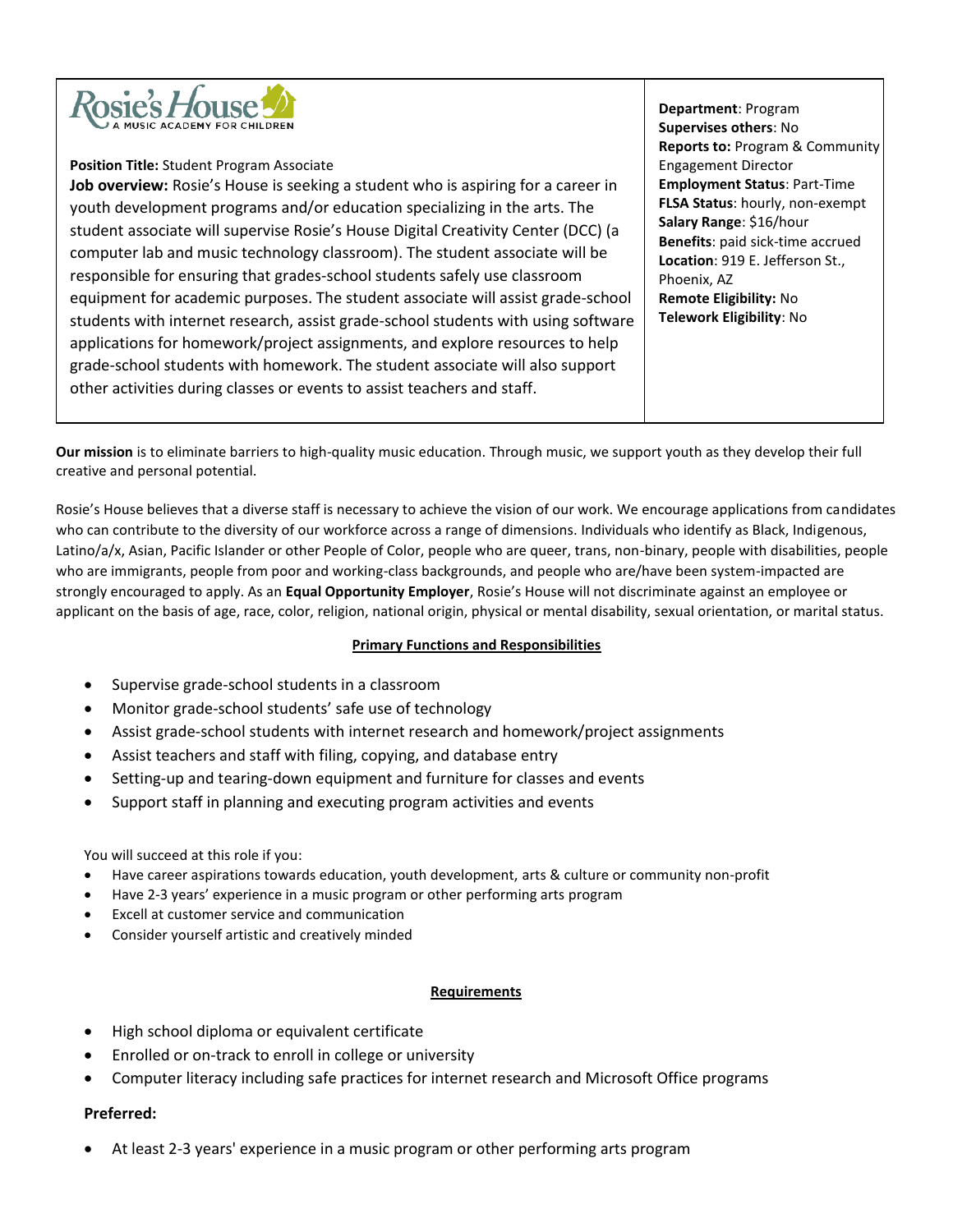Rosie's House — A MUSIC ACADEMY FOR CHILDREN

**Position Title:** Student Program Associate

**Job overview:** Rosie's House is seeking a student who is aspiring for a career in youth development programs and/or education specializing in the arts. The student associate will supervise Rosie's House Digital Creativity Center (DCC) (a computer lab and music technology classroom). The student associate will be responsible for ensuring that grades-school students safely use classroom equipment for academic purposes. The student associate will assist grade-school students with internet research, assist grade-school students with using software applications for homework/project assignments, and explore resources to help grade-school students with homework. The student associate will also support other activities during classes or events to assist teachers and staff.

**Department**: Program
**Supervises others**: No
**Reports to:** Program & Community Engagement Director
**Employment Status**: Part-Time
**FLSA Status**: hourly, non-exempt
**Salary Range**: $16/hour
**Benefits**: paid sick-time accrued
**Location**: 919 E. Jefferson St., Phoenix, AZ
**Remote Eligibility:** No
**Telework Eligibility**: No

**Our mission** is to eliminate barriers to high-quality music education. Through music, we support youth as they develop their full creative and personal potential.

Rosie's House believes that a diverse staff is necessary to achieve the vision of our work. We encourage applications from candidates who can contribute to the diversity of our workforce across a range of dimensions. Individuals who identify as Black, Indigenous, Latino/a/x, Asian, Pacific Islander or other People of Color, people who are queer, trans, non-binary, people with disabilities, people who are immigrants, people from poor and working-class backgrounds, and people who are/have been system-impacted are strongly encouraged to apply. As an **Equal Opportunity Employer**, Rosie's House will not discriminate against an employee or applicant on the basis of age, race, color, religion, national origin, physical or mental disability, sexual orientation, or marital status.

## Primary Functions and Responsibilities

- Supervise grade-school students in a classroom
- Monitor grade-school students' safe use of technology
- Assist grade-school students with internet research and homework/project assignments
- Assist teachers and staff with filing, copying, and database entry
- Setting-up and tearing-down equipment and furniture for classes and events
- Support staff in planning and executing program activities and events

You will succeed at this role if you:

- Have career aspirations towards education, youth development, arts & culture or community non-profit
- Have 2-3 years' experience in a music program or other performing arts program
- Excel at customer service and communication
- Consider yourself artistic and creatively minded

## Requirements

- High school diploma or equivalent certificate
- Enrolled or on-track to enroll in college or university
- Computer literacy including safe practices for internet research and Microsoft Office programs

### Preferred:

- At least 2-3 years' experience in a music program or other performing arts program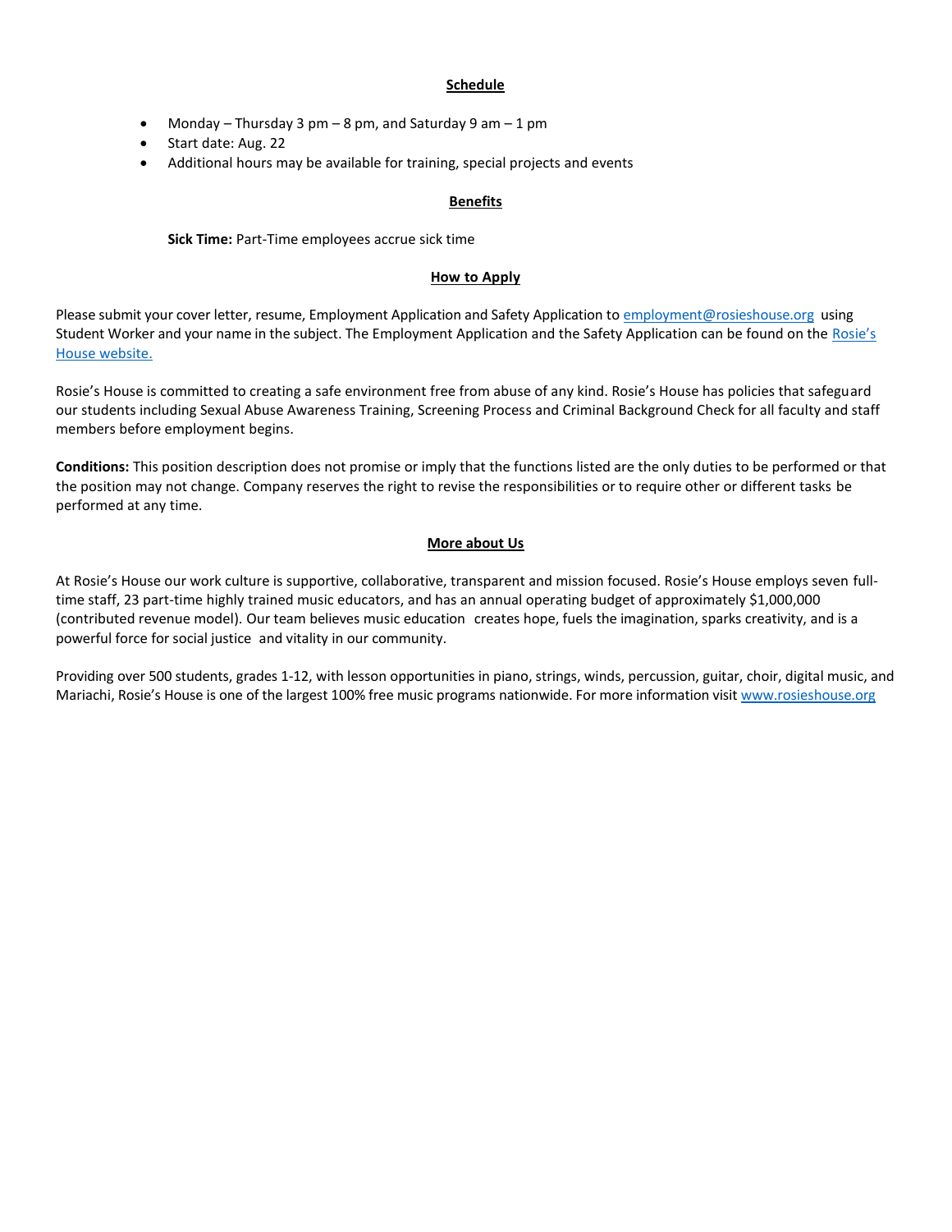## Schedule

- Monday – Thursday 3 pm – 8 pm, and Saturday 9 am – 1 pm
- Start date: Aug. 22
- Additional hours may be available for training, special projects and events

## Benefits

**Sick Time:** Part-Time employees accrue sick time

## How to Apply

Please submit your cover letter, resume, Employment Application and Safety Application to employment@rosieshouse.org using Student Worker and your name in the subject. The Employment Application and the Safety Application can be found on the Rosie's House website.

Rosie's House is committed to creating a safe environment free from abuse of any kind. Rosie's House has policies that safeguard our students including Sexual Abuse Awareness Training, Screening Process and Criminal Background Check for all faculty and staff members before employment begins.

**Conditions:** This position description does not promise or imply that the functions listed are the only duties to be performed or that the position may not change. Company reserves the right to revise the responsibilities or to require other or different tasks be performed at any time.

## More about Us

At Rosie's House our work culture is supportive, collaborative, transparent and mission focused. Rosie's House employs seven full-time staff, 23 part-time highly trained music educators, and has an annual operating budget of approximately $1,000,000 (contributed revenue model). Our team believes music education creates hope, fuels the imagination, sparks creativity, and is a powerful force for social justice and vitality in our community.

Providing over 500 students, grades 1-12, with lesson opportunities in piano, strings, winds, percussion, guitar, choir, digital music, and Mariachi, Rosie's House is one of the largest 100% free music programs nationwide. For more information visit www.rosieshouse.org